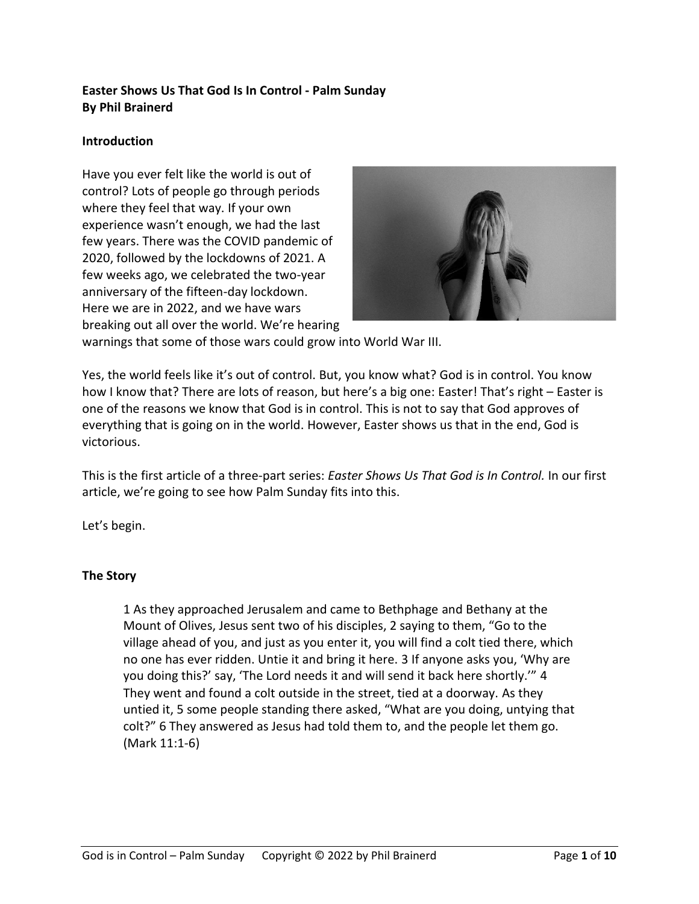**Easter Shows Us That God Is In Control - Palm Sunday**
**By Phil Brainerd**

## Introduction

Have you ever felt like the world is out of control? Lots of people go through periods where they feel that way. If your own experience wasn't enough, we had the last few years. There was the COVID pandemic of 2020, followed by the lockdowns of 2021. A few weeks ago, we celebrated the two-year anniversary of the fifteen-day lockdown. Here we are in 2022, and we have wars breaking out all over the world. We're hearing warnings that some of those wars could grow into World War III.

Yes, the world feels like it's out of control. But, you know what? God is in control. You know how I know that? There are lots of reason, but here's a big one: Easter! That's right – Easter is one of the reasons we know that God is in control. This is not to say that God approves of everything that is going on in the world. However, Easter shows us that in the end, God is victorious.

This is the first article of a three-part series: *Easter Shows Us That God is In Control.* In our first article, we're going to see how Palm Sunday fits into this.

Let's begin.

## The Story

> 1 As they approached Jerusalem and came to Bethphage and Bethany at the Mount of Olives, Jesus sent two of his disciples, 2 saying to them, "Go to the village ahead of you, and just as you enter it, you will find a colt tied there, which no one has ever ridden. Untie it and bring it here. 3 If anyone asks you, 'Why are you doing this?' say, 'The Lord needs it and will send it back here shortly.'" 4 They went and found a colt outside in the street, tied at a doorway. As they untied it, 5 some people standing there asked, "What are you doing, untying that colt?" 6 They answered as Jesus had told them to, and the people let them go. (Mark 11:1-6)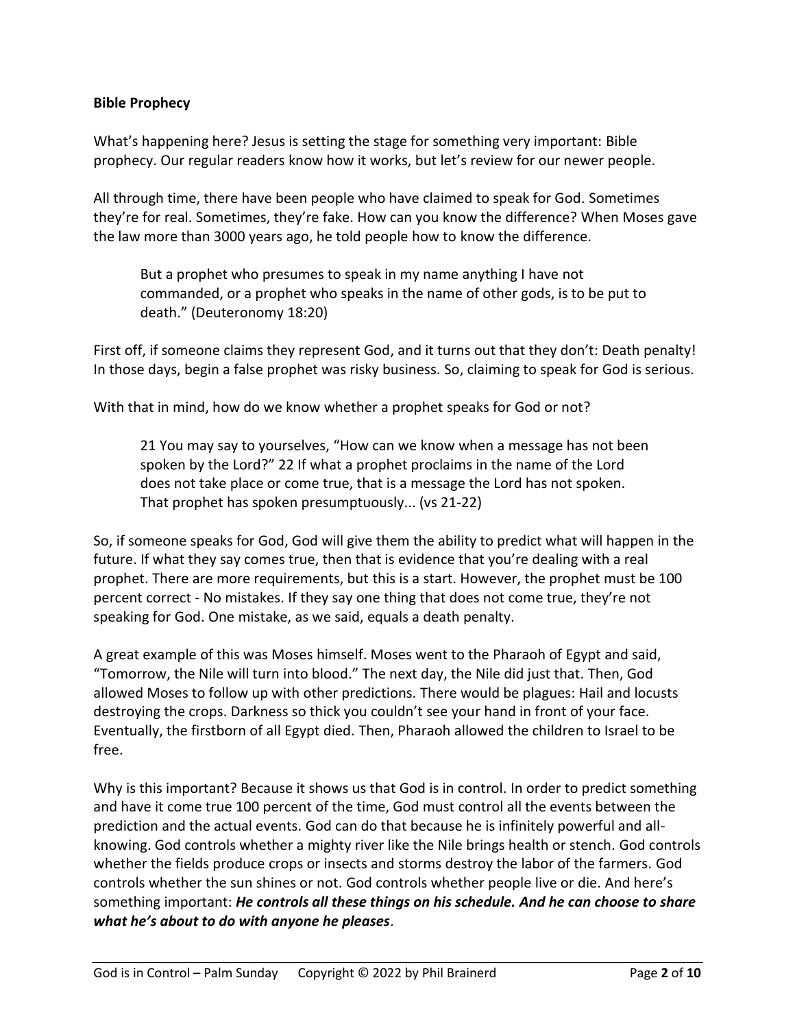**Bible Prophecy**

What's happening here? Jesus is setting the stage for something very important: Bible prophecy. Our regular readers know how it works, but let's review for our newer people.

All through time, there have been people who have claimed to speak for God. Sometimes they're for real. Sometimes, they're fake. How can you know the difference? When Moses gave the law more than 3000 years ago, he told people how to know the difference.

> But a prophet who presumes to speak in my name anything I have not commanded, or a prophet who speaks in the name of other gods, is to be put to death." (Deuteronomy 18:20)

First off, if someone claims they represent God, and it turns out that they don't: Death penalty! In those days, begin a false prophet was risky business. So, claiming to speak for God is serious.

With that in mind, how do we know whether a prophet speaks for God or not?

> 21 You may say to yourselves, "How can we know when a message has not been spoken by the Lord?" 22 If what a prophet proclaims in the name of the Lord does not take place or come true, that is a message the Lord has not spoken. That prophet has spoken presumptuously... (vs 21-22)

So, if someone speaks for God, God will give them the ability to predict what will happen in the future. If what they say comes true, then that is evidence that you're dealing with a real prophet. There are more requirements, but this is a start. However, the prophet must be 100 percent correct - No mistakes. If they say one thing that does not come true, they're not speaking for God. One mistake, as we said, equals a death penalty.

A great example of this was Moses himself. Moses went to the Pharaoh of Egypt and said, "Tomorrow, the Nile will turn into blood." The next day, the Nile did just that. Then, God allowed Moses to follow up with other predictions. There would be plagues: Hail and locusts destroying the crops. Darkness so thick you couldn't see your hand in front of your face. Eventually, the firstborn of all Egypt died. Then, Pharaoh allowed the children to Israel to be free.

Why is this important? Because it shows us that God is in control. In order to predict something and have it come true 100 percent of the time, God must control all the events between the prediction and the actual events. God can do that because he is infinitely powerful and all-knowing. God controls whether a mighty river like the Nile brings health or stench. God controls whether the fields produce crops or insects and storms destroy the labor of the farmers. God controls whether the sun shines or not. God controls whether people live or die. And here's something important: ***He controls all these things on his schedule. And he can choose to share what he's about to do with anyone he pleases***.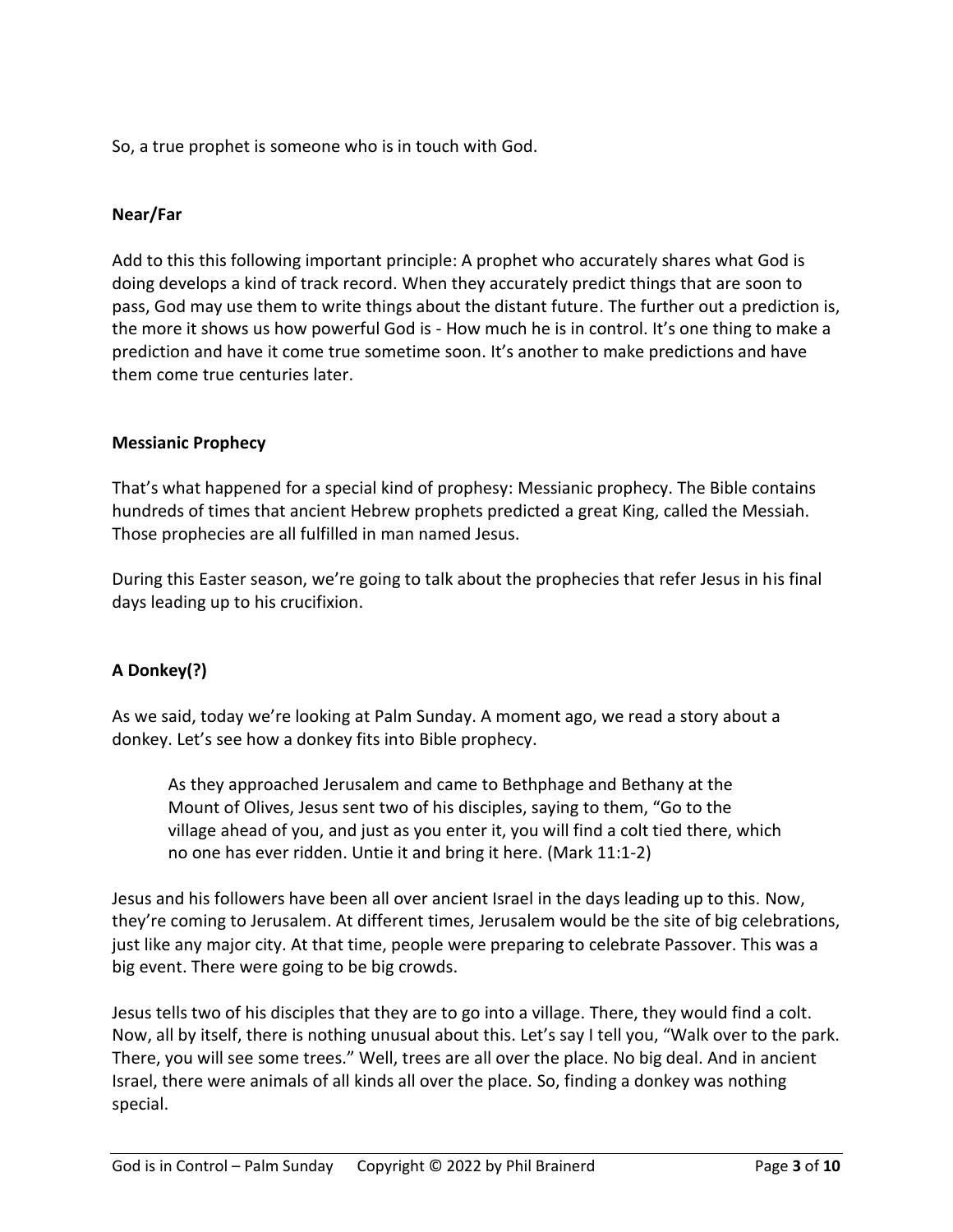So, a true prophet is someone who is in touch with God.

**Near/Far**

Add to this this following important principle: A prophet who accurately shares what God is doing develops a kind of track record. When they accurately predict things that are soon to pass, God may use them to write things about the distant future. The further out a prediction is, the more it shows us how powerful God is - How much he is in control. It's one thing to make a prediction and have it come true sometime soon. It's another to make predictions and have them come true centuries later.

**Messianic Prophecy**

That's what happened for a special kind of prophesy: Messianic prophecy. The Bible contains hundreds of times that ancient Hebrew prophets predicted a great King, called the Messiah. Those prophecies are all fulfilled in man named Jesus.

During this Easter season, we're going to talk about the prophecies that refer Jesus in his final days leading up to his crucifixion.

**A Donkey(?)**

As we said, today we're looking at Palm Sunday. A moment ago, we read a story about a donkey. Let's see how a donkey fits into Bible prophecy.

> As they approached Jerusalem and came to Bethphage and Bethany at the Mount of Olives, Jesus sent two of his disciples, saying to them, "Go to the village ahead of you, and just as you enter it, you will find a colt tied there, which no one has ever ridden. Untie it and bring it here. (Mark 11:1-2)

Jesus and his followers have been all over ancient Israel in the days leading up to this. Now, they're coming to Jerusalem. At different times, Jerusalem would be the site of big celebrations, just like any major city. At that time, people were preparing to celebrate Passover. This was a big event. There were going to be big crowds.

Jesus tells two of his disciples that they are to go into a village. There, they would find a colt. Now, all by itself, there is nothing unusual about this. Let's say I tell you, "Walk over to the park. There, you will see some trees." Well, trees are all over the place. No big deal. And in ancient Israel, there were animals of all kinds all over the place. So, finding a donkey was nothing special.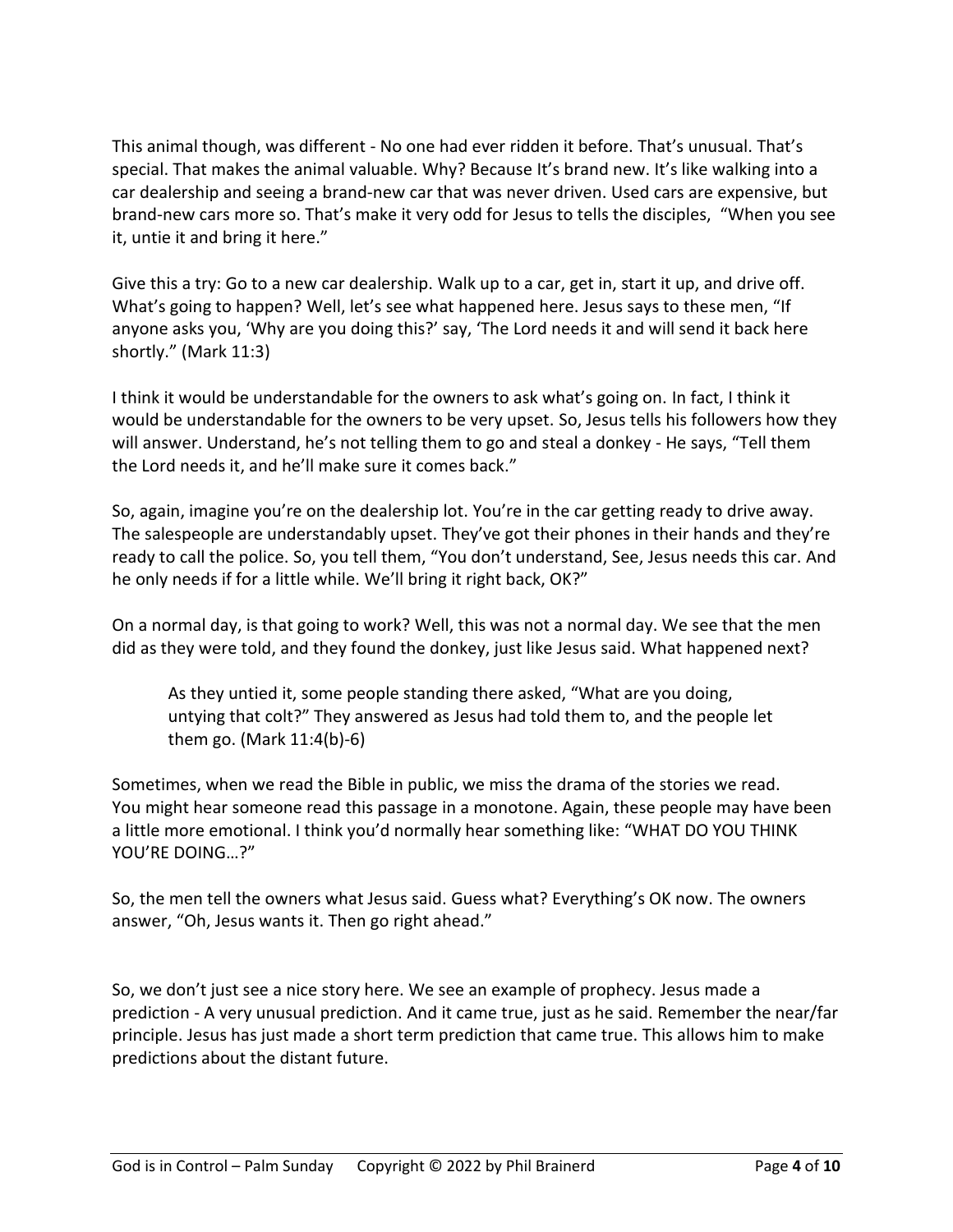This animal though, was different - No one had ever ridden it before. That's unusual. That's special. That makes the animal valuable. Why? Because It's brand new. It's like walking into a car dealership and seeing a brand-new car that was never driven. Used cars are expensive, but brand-new cars more so. That's make it very odd for Jesus to tells the disciples, "When you see it, untie it and bring it here."

Give this a try: Go to a new car dealership. Walk up to a car, get in, start it up, and drive off. What's going to happen? Well, let's see what happened here. Jesus says to these men, "If anyone asks you, 'Why are you doing this?' say, 'The Lord needs it and will send it back here shortly." (Mark 11:3)

I think it would be understandable for the owners to ask what's going on. In fact, I think it would be understandable for the owners to be very upset. So, Jesus tells his followers how they will answer. Understand, he's not telling them to go and steal a donkey - He says, "Tell them the Lord needs it, and he'll make sure it comes back."

So, again, imagine you're on the dealership lot. You're in the car getting ready to drive away. The salespeople are understandably upset. They've got their phones in their hands and they're ready to call the police. So, you tell them, "You don't understand, See, Jesus needs this car. And he only needs if for a little while. We'll bring it right back, OK?"

On a normal day, is that going to work? Well, this was not a normal day. We see that the men did as they were told, and they found the donkey, just like Jesus said. What happened next?

> As they untied it, some people standing there asked, "What are you doing, untying that colt?" They answered as Jesus had told them to, and the people let them go. (Mark 11:4(b)-6)

Sometimes, when we read the Bible in public, we miss the drama of the stories we read. You might hear someone read this passage in a monotone. Again, these people may have been a little more emotional. I think you'd normally hear something like: "WHAT DO YOU THINK YOU'RE DOING…?"

So, the men tell the owners what Jesus said. Guess what? Everything's OK now. The owners answer, "Oh, Jesus wants it. Then go right ahead."

So, we don't just see a nice story here. We see an example of prophecy. Jesus made a prediction - A very unusual prediction. And it came true, just as he said. Remember the near/far principle. Jesus has just made a short term prediction that came true. This allows him to make predictions about the distant future.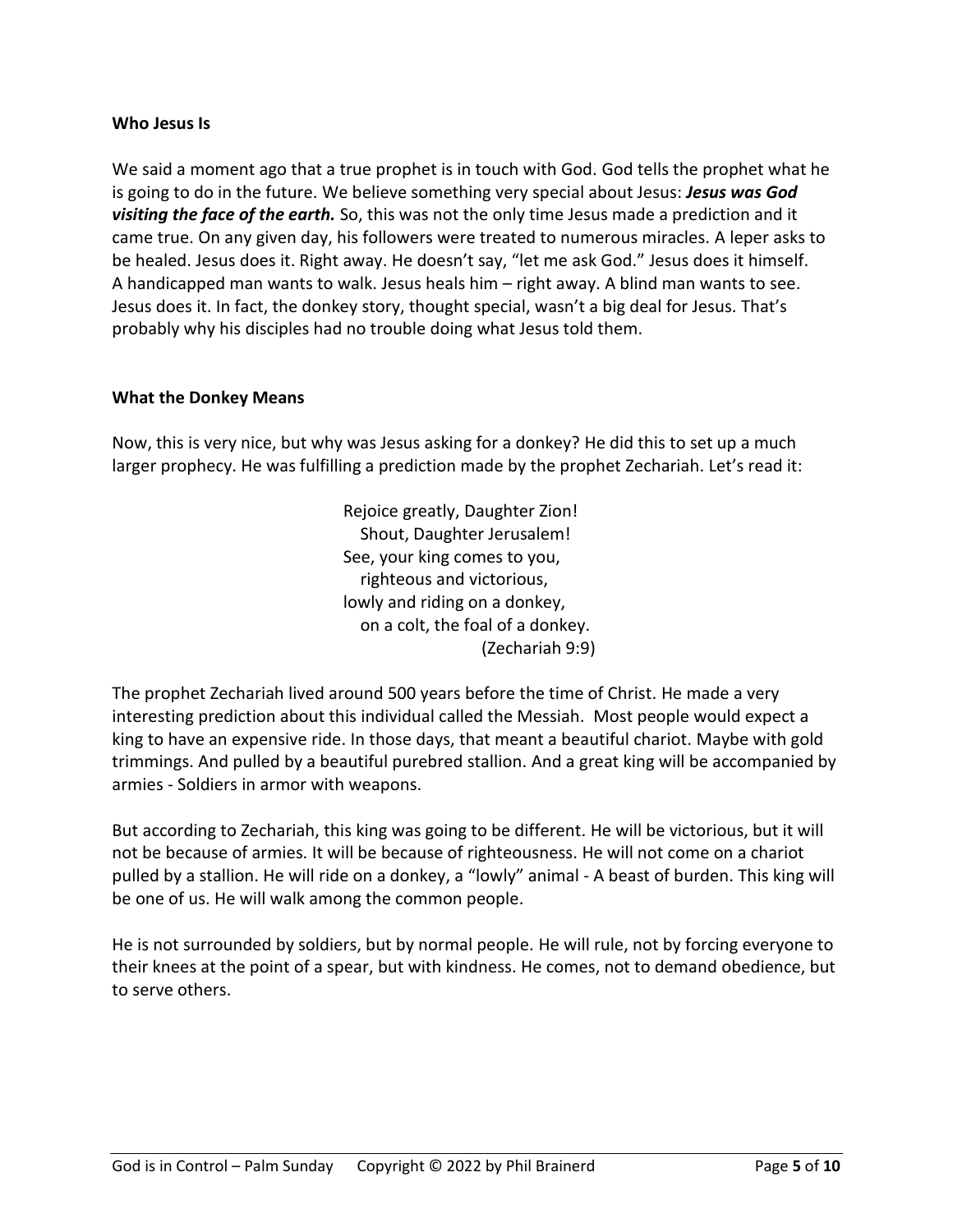**Who Jesus Is**

We said a moment ago that a true prophet is in touch with God. God tells the prophet what he is going to do in the future. We believe something very special about Jesus: ***Jesus was God visiting the face of the earth.*** So, this was not the only time Jesus made a prediction and it came true. On any given day, his followers were treated to numerous miracles. A leper asks to be healed. Jesus does it. Right away. He doesn't say, "let me ask God." Jesus does it himself. A handicapped man wants to walk. Jesus heals him – right away. A blind man wants to see. Jesus does it. In fact, the donkey story, thought special, wasn't a big deal for Jesus. That's probably why his disciples had no trouble doing what Jesus told them.

**What the Donkey Means**

Now, this is very nice, but why was Jesus asking for a donkey? He did this to set up a much larger prophecy. He was fulfilling a prediction made by the prophet Zechariah. Let's read it:

> Rejoice greatly, Daughter Zion!
>   Shout, Daughter Jerusalem!
> See, your king comes to you,
>   righteous and victorious,
> lowly and riding on a donkey,
>   on a colt, the foal of a donkey.
> (Zechariah 9:9)

The prophet Zechariah lived around 500 years before the time of Christ. He made a very interesting prediction about this individual called the Messiah. Most people would expect a king to have an expensive ride. In those days, that meant a beautiful chariot. Maybe with gold trimmings. And pulled by a beautiful purebred stallion. And a great king will be accompanied by armies - Soldiers in armor with weapons.

But according to Zechariah, this king was going to be different. He will be victorious, but it will not be because of armies. It will be because of righteousness. He will not come on a chariot pulled by a stallion. He will ride on a donkey, a "lowly" animal - A beast of burden. This king will be one of us. He will walk among the common people.

He is not surrounded by soldiers, but by normal people. He will rule, not by forcing everyone to their knees at the point of a spear, but with kindness. He comes, not to demand obedience, but to serve others.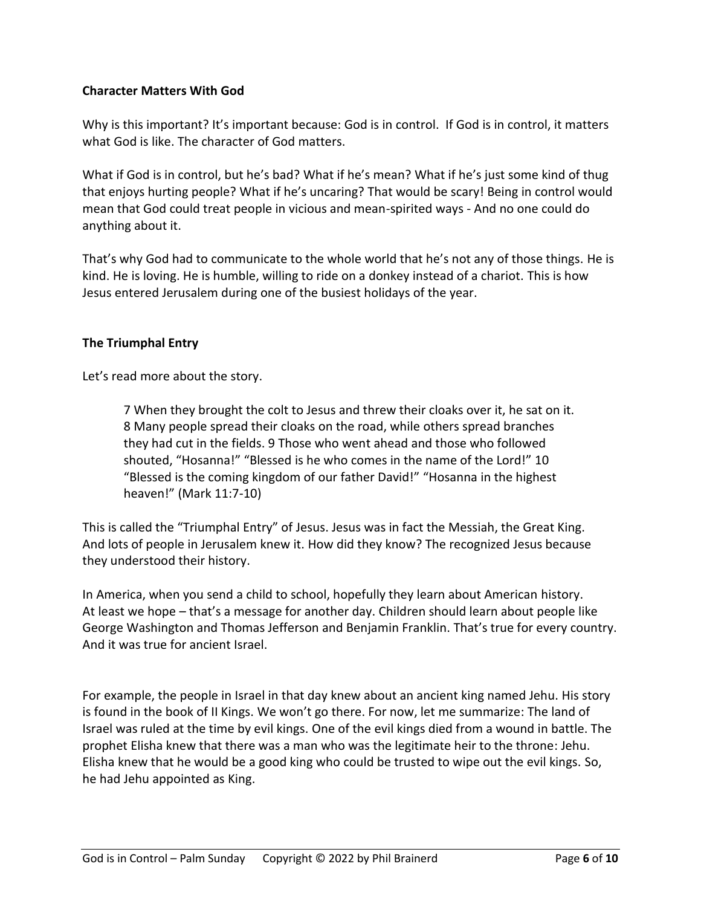**Character Matters With God**

Why is this important? It's important because: God is in control. If God is in control, it matters what God is like. The character of God matters.

What if God is in control, but he's bad? What if he's mean? What if he's just some kind of thug that enjoys hurting people? What if he's uncaring? That would be scary! Being in control would mean that God could treat people in vicious and mean-spirited ways - And no one could do anything about it.

That's why God had to communicate to the whole world that he's not any of those things. He is kind. He is loving. He is humble, willing to ride on a donkey instead of a chariot. This is how Jesus entered Jerusalem during one of the busiest holidays of the year.

**The Triumphal Entry**

Let's read more about the story.

> 7 When they brought the colt to Jesus and threw their cloaks over it, he sat on it. 8 Many people spread their cloaks on the road, while others spread branches they had cut in the fields. 9 Those who went ahead and those who followed shouted, "Hosanna!" "Blessed is he who comes in the name of the Lord!" 10 "Blessed is the coming kingdom of our father David!" "Hosanna in the highest heaven!" (Mark 11:7-10)

This is called the "Triumphal Entry" of Jesus. Jesus was in fact the Messiah, the Great King. And lots of people in Jerusalem knew it. How did they know? The recognized Jesus because they understood their history.

In America, when you send a child to school, hopefully they learn about American history. At least we hope – that's a message for another day. Children should learn about people like George Washington and Thomas Jefferson and Benjamin Franklin. That's true for every country. And it was true for ancient Israel.

For example, the people in Israel in that day knew about an ancient king named Jehu. His story is found in the book of II Kings. We won't go there. For now, let me summarize: The land of Israel was ruled at the time by evil kings. One of the evil kings died from a wound in battle. The prophet Elisha knew that there was a man who was the legitimate heir to the throne: Jehu. Elisha knew that he would be a good king who could be trusted to wipe out the evil kings. So, he had Jehu appointed as King.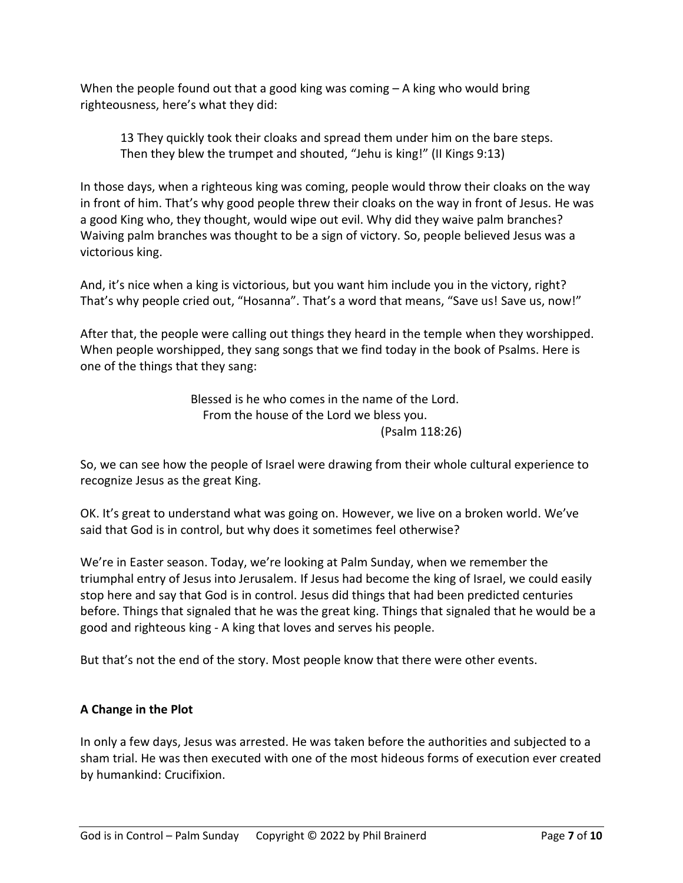When the people found out that a good king was coming – A king who would bring righteousness, here's what they did:

> 13 They quickly took their cloaks and spread them under him on the bare steps. Then they blew the trumpet and shouted, "Jehu is king!" (II Kings 9:13)

In those days, when a righteous king was coming, people would throw their cloaks on the way in front of him. That's why good people threw their cloaks on the way in front of Jesus. He was a good King who, they thought, would wipe out evil. Why did they waive palm branches? Waiving palm branches was thought to be a sign of victory. So, people believed Jesus was a victorious king.

And, it's nice when a king is victorious, but you want him include you in the victory, right? That's why people cried out, "Hosanna". That's a word that means, "Save us! Save us, now!"

After that, the people were calling out things they heard in the temple when they worshipped. When people worshipped, they sang songs that we find today in the book of Psalms. Here is one of the things that they sang:

> Blessed is he who comes in the name of the Lord.
> From the house of the Lord we bless you.
> (Psalm 118:26)

So, we can see how the people of Israel were drawing from their whole cultural experience to recognize Jesus as the great King.

OK. It's great to understand what was going on. However, we live on a broken world. We've said that God is in control, but why does it sometimes feel otherwise?

We're in Easter season. Today, we're looking at Palm Sunday, when we remember the triumphal entry of Jesus into Jerusalem. If Jesus had become the king of Israel, we could easily stop here and say that God is in control. Jesus did things that had been predicted centuries before. Things that signaled that he was the great king. Things that signaled that he would be a good and righteous king - A king that loves and serves his people.

But that's not the end of the story. Most people know that there were other events.

**A Change in the Plot**

In only a few days, Jesus was arrested. He was taken before the authorities and subjected to a sham trial. He was then executed with one of the most hideous forms of execution ever created by humankind: Crucifixion.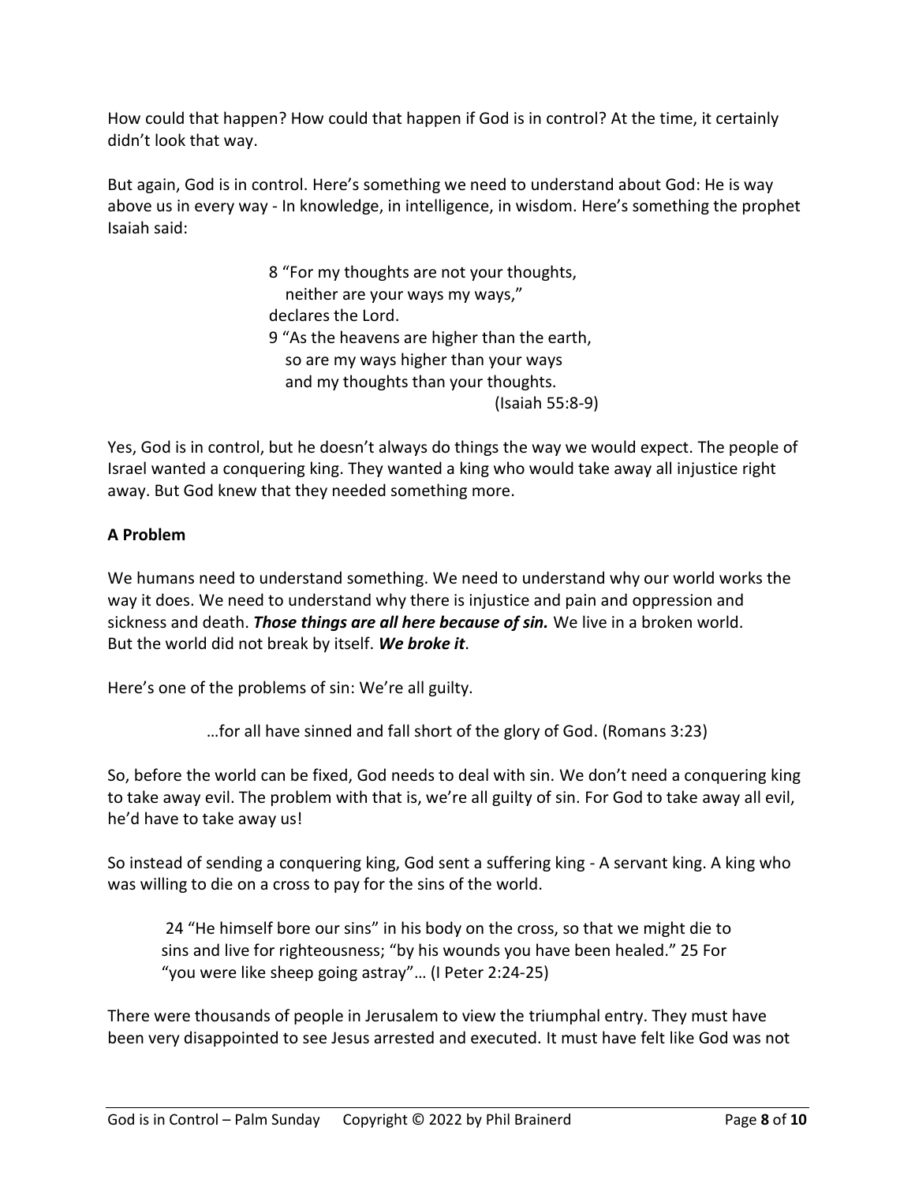How could that happen? How could that happen if God is in control? At the time, it certainly didn't look that way.

But again, God is in control. Here's something we need to understand about God: He is way above us in every way - In knowledge, in intelligence, in wisdom. Here's something the prophet Isaiah said:

> 8 "For my thoughts are not your thoughts,
> neither are your ways my ways,"
> declares the Lord.
> 9 "As the heavens are higher than the earth,
> so are my ways higher than your ways
> and my thoughts than your thoughts.
> (Isaiah 55:8-9)

Yes, God is in control, but he doesn't always do things the way we would expect. The people of Israel wanted a conquering king. They wanted a king who would take away all injustice right away. But God knew that they needed something more.

**A Problem**

We humans need to understand something. We need to understand why our world works the way it does. We need to understand why there is injustice and pain and oppression and sickness and death. ***Those things are all here because of sin.*** We live in a broken world. But the world did not break by itself. ***We broke it***.

Here's one of the problems of sin: We're all guilty.

> …for all have sinned and fall short of the glory of God. (Romans 3:23)

So, before the world can be fixed, God needs to deal with sin. We don't need a conquering king to take away evil. The problem with that is, we're all guilty of sin. For God to take away all evil, he'd have to take away us!

So instead of sending a conquering king, God sent a suffering king - A servant king. A king who was willing to die on a cross to pay for the sins of the world.

> 24 "He himself bore our sins" in his body on the cross, so that we might die to sins and live for righteousness; "by his wounds you have been healed." 25 For "you were like sheep going astray"… (I Peter 2:24-25)

There were thousands of people in Jerusalem to view the triumphal entry. They must have been very disappointed to see Jesus arrested and executed. It must have felt like God was not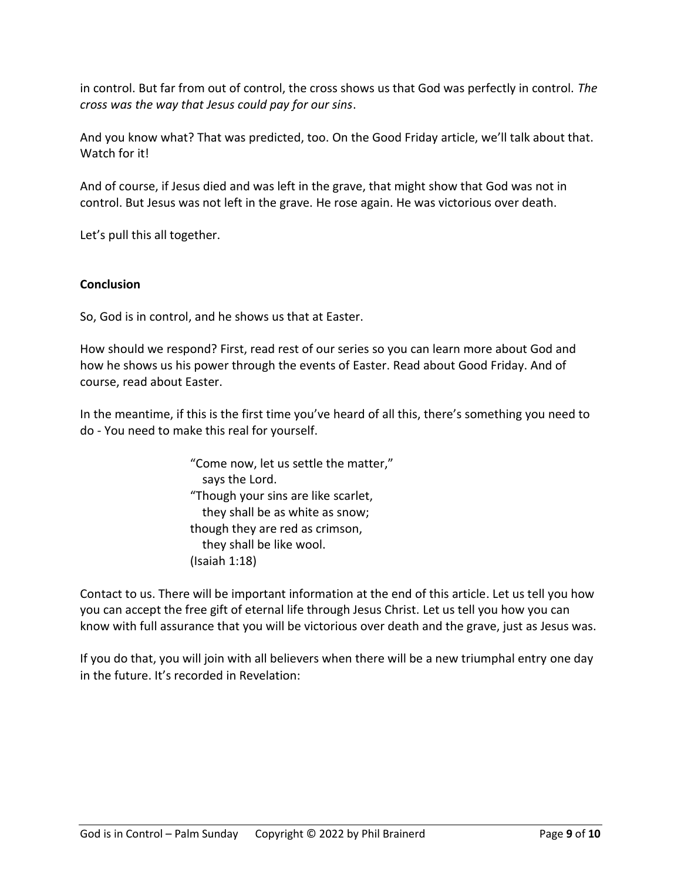in control. But far from out of control, the cross shows us that God was perfectly in control. *The cross was the way that Jesus could pay for our sins*.

And you know what? That was predicted, too. On the Good Friday article, we'll talk about that. Watch for it!

And of course, if Jesus died and was left in the grave, that might show that God was not in control. But Jesus was not left in the grave. He rose again. He was victorious over death.

Let's pull this all together.

**Conclusion**

So, God is in control, and he shows us that at Easter.

How should we respond? First, read rest of our series so you can learn more about God and how he shows us his power through the events of Easter. Read about Good Friday. And of course, read about Easter.

In the meantime, if this is the first time you've heard of all this, there's something you need to do - You need to make this real for yourself.

> "Come now, let us settle the matter,"
> says the Lord.
> "Though your sins are like scarlet,
> they shall be as white as snow;
> though they are red as crimson,
> they shall be like wool.
> (Isaiah 1:18)

Contact to us. There will be important information at the end of this article. Let us tell you how you can accept the free gift of eternal life through Jesus Christ. Let us tell you how you can know with full assurance that you will be victorious over death and the grave, just as Jesus was.

If you do that, you will join with all believers when there will be a new triumphal entry one day in the future. It's recorded in Revelation: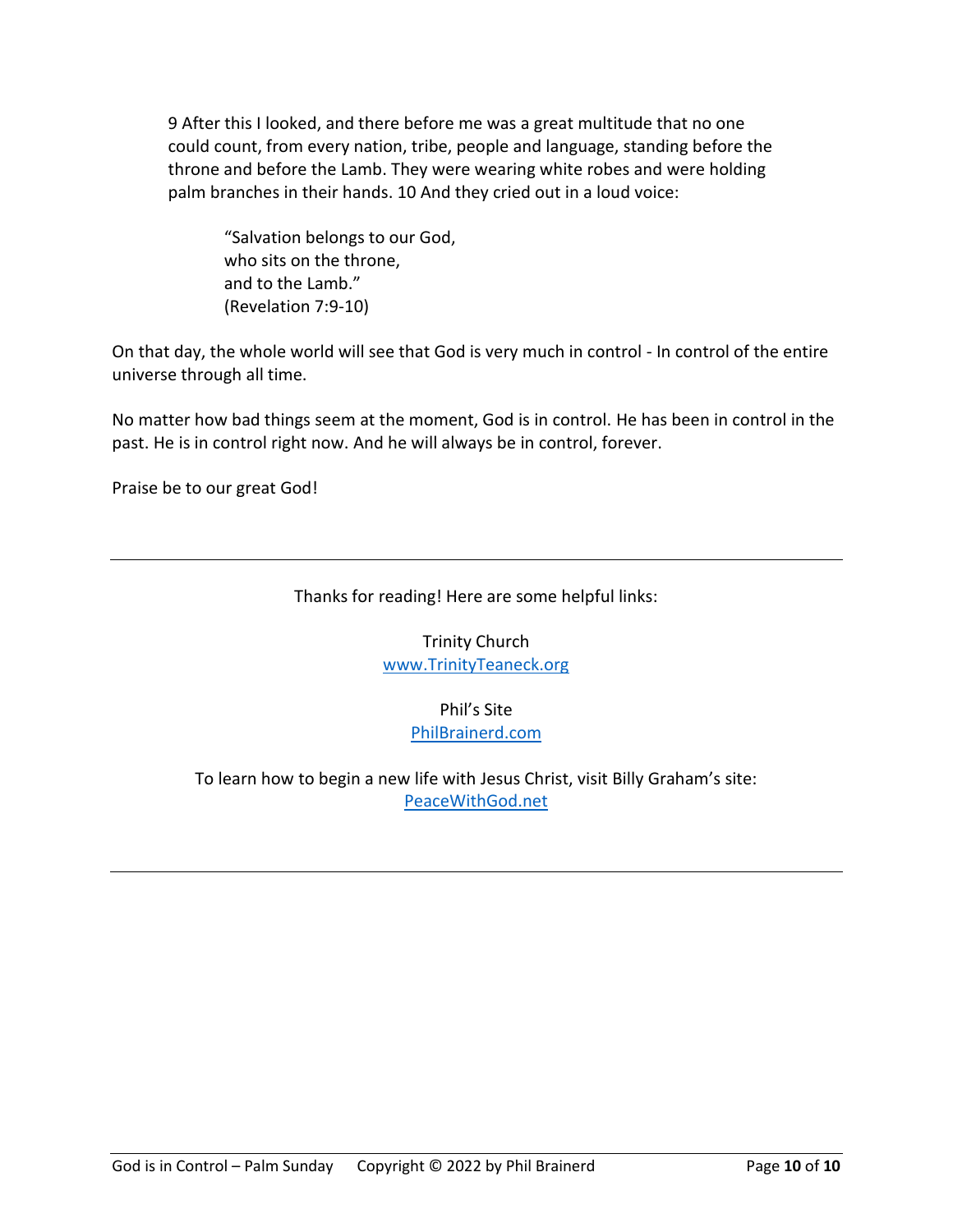> 9 After this I looked, and there before me was a great multitude that no one could count, from every nation, tribe, people and language, standing before the throne and before the Lamb. They were wearing white robes and were holding palm branches in their hands. 10 And they cried out in a loud voice:
>
> > "Salvation belongs to our God,
> > who sits on the throne,
> > and to the Lamb."
> > (Revelation 7:9-10)

On that day, the whole world will see that God is very much in control - In control of the entire universe through all time.

No matter how bad things seem at the moment, God is in control. He has been in control in the past. He is in control right now. And he will always be in control, forever.

Praise be to our great God!

---

Thanks for reading! Here are some helpful links:

Trinity Church
[www.TrinityTeaneck.org](http://www.TrinityTeaneck.org)

Phil's Site
[PhilBrainerd.com](http://PhilBrainerd.com)

To learn how to begin a new life with Jesus Christ, visit Billy Graham's site:
[PeaceWithGod.net](http://PeaceWithGod.net)

---